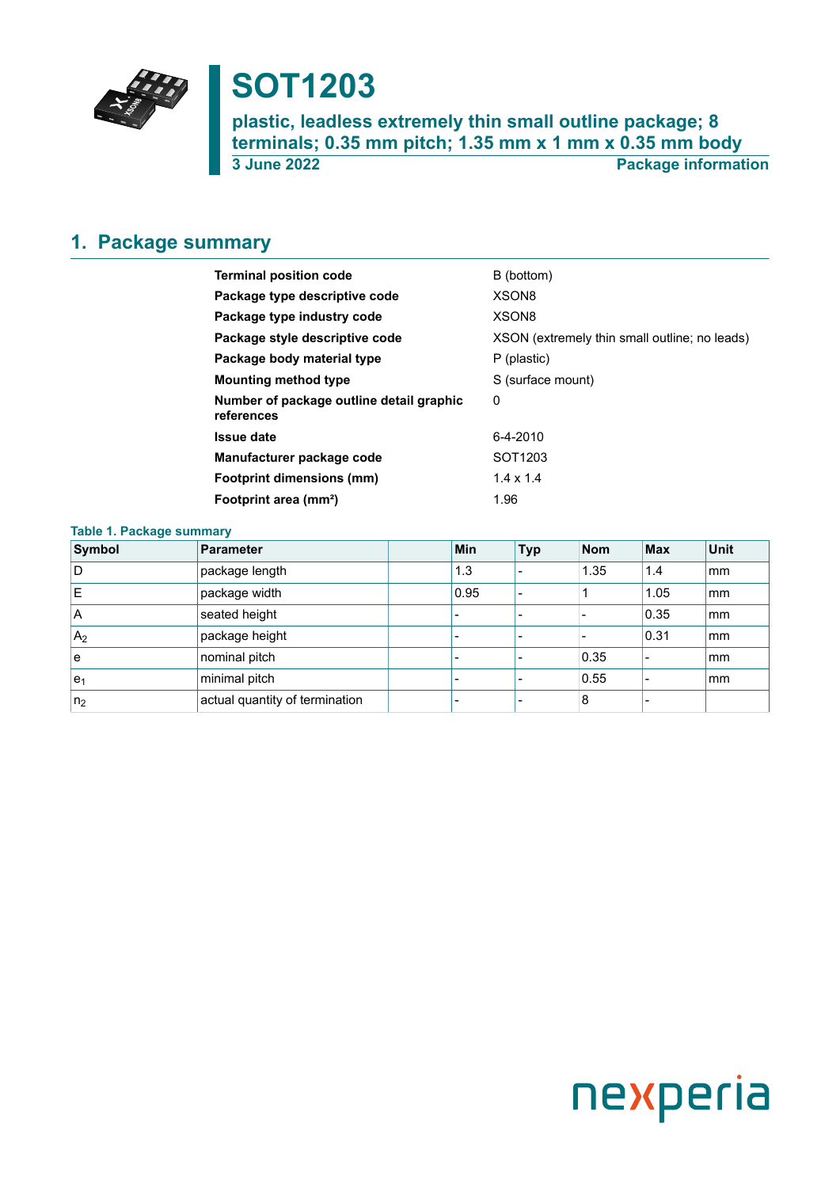# SOT1203

**plastic, leadless extremely thin small outline package; 8 terminals; 0.35 mm pitch; 1.35 mm x 1 mm x 0.35 mm body**

**3 June 2022** | **Package information**

## 1. Package summary

| | |
|---|---|
| **Terminal position code** | B (bottom) |
| **Package type descriptive code** | XSON8 |
| **Package type industry code** | XSON8 |
| **Package style descriptive code** | XSON (extremely thin small outline; no leads) |
| **Package body material type** | P (plastic) |
| **Mounting method type** | S (surface mount) |
| **Number of package outline detail graphic references** | 0 |
| **Issue date** | 6-4-2010 |
| **Manufacturer package code** | SOT1203 |
| **Footprint dimensions (mm)** | 1.4 x 1.4 |
| **Footprint area (mm²)** | 1.96 |

**Table 1. Package summary**

| Symbol | Parameter | | Min | Typ | Nom | Max | Unit |
|---|---|---|---|---|---|---|---|
| D | package length | | 1.3 | - | 1.35 | 1.4 | mm |
| E | package width | | 0.95 | - | 1 | 1.05 | mm |
| A | seated height | | - | - | - | 0.35 | mm |
| $A_2$ | package height | | - | - | - | 0.31 | mm |
| e | nominal pitch | | - | - | 0.35 | - | mm |
| $e_1$ | minimal pitch | | - | - | 0.55 | - | mm |
| $n_2$ | actual quantity of termination | | - | - | 8 | - | |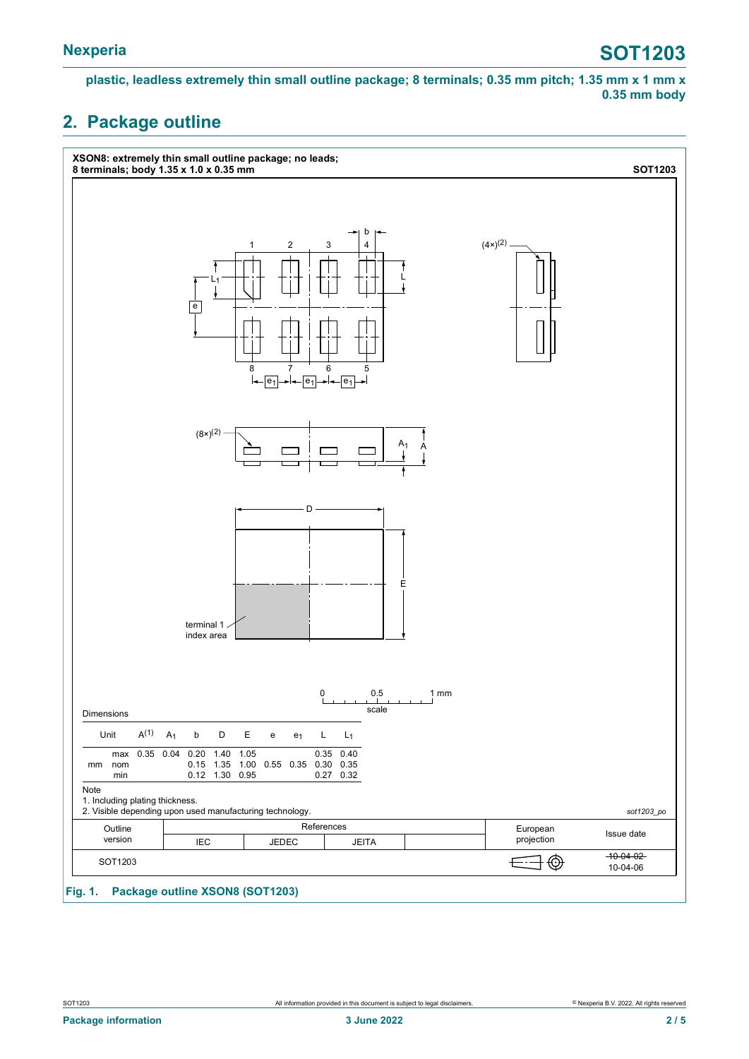plastic, leadless extremely thin small outline package; 8 terminals; 0.35 mm pitch; 1.35 mm x 1 mm x 0.35 mm body

## 2. Package outline

**XSON8: extremely thin small outline package; no leads; 8 terminals; body 1.35 x 1.0 x 0.35 mm** **SOT1203**

Dimensions

| Unit | | $A^{(1)}$ | $A_1$ | b | D | E | e | $e_1$ | L | $L_1$ |
|---|---|---|---|---|---|---|---|---|---|---|
| mm | max | 0.35 | 0.04 | 0.20 | 1.40 | 1.05 | | | 0.35 | 0.40 |
| | nom | | | 0.15 | 1.35 | 1.00 | 0.55 | 0.35 | 0.30 | 0.35 |
| | min | | | 0.12 | 1.30 | 0.95 | | | 0.27 | 0.32 |

Note

1. Including plating thickness.
2. Visible depending upon used manufacturing technology.

sot1203_po

| Outline version | References: IEC | References: JEDEC | References: JEITA | | European projection | Issue date |
|---|---|---|---|---|---|---|
| SOT1203 | | | | | | ~~10-04-02~~ 10-04-06 |

**Fig. 1. Package outline XSON8 (SOT1203)**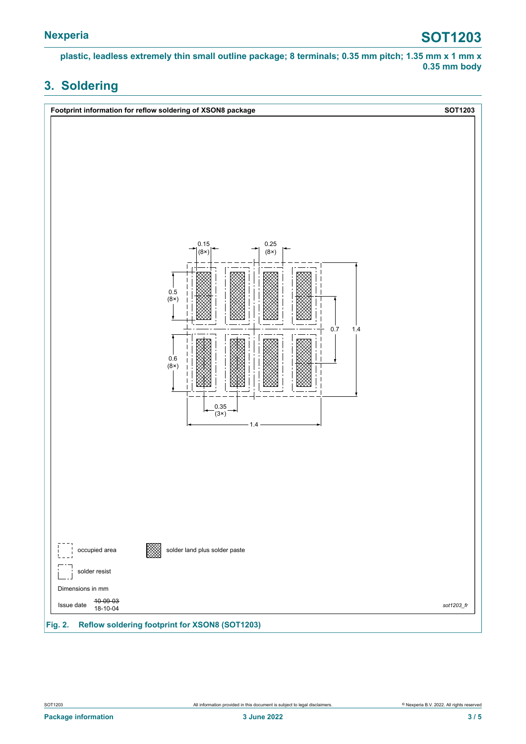plastic, leadless extremely thin small outline package; 8 terminals; 0.35 mm pitch; 1.35 mm x 1 mm x 0.35 mm body

## 3. Soldering

**Footprint information for reflow soldering of XSON8 package** **SOT1203**

0.15 (8×)

0.25 (8×)

0.5 (8×)

0.6 (8×)

0.7

1.4

0.35 (3×)

1.4

occupied area

solder land plus solder paste

solder resist

Dimensions in mm

Issue date ~~10-09-03~~ 18-10-04

*sot1203_fr*

**Fig. 2. Reflow soldering footprint for XSON8 (SOT1203)**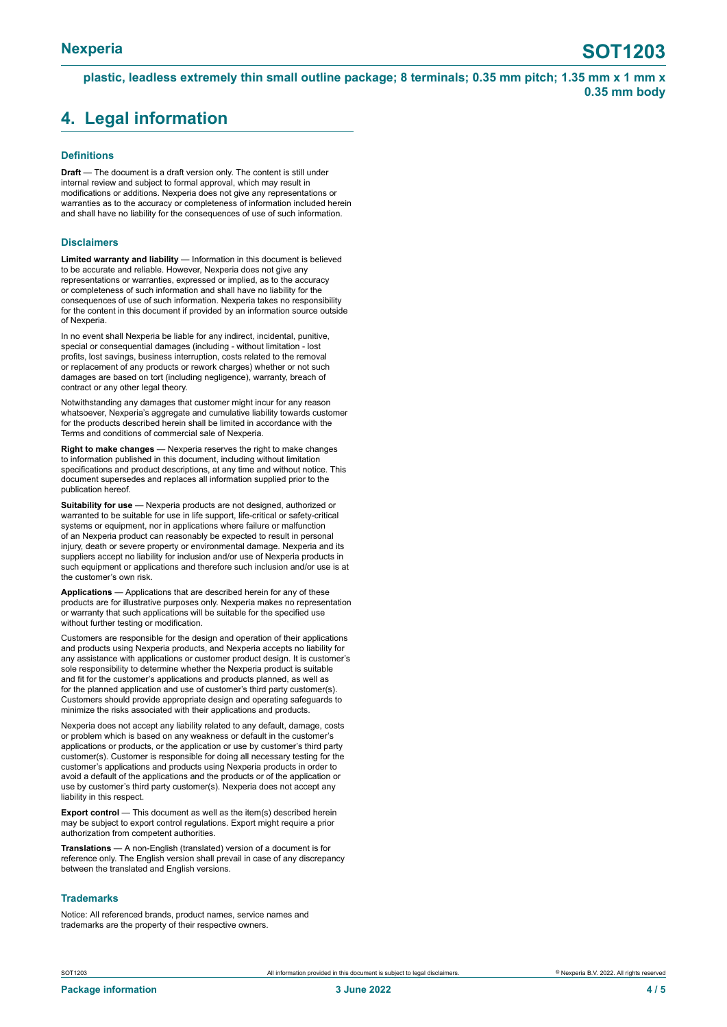## 4. Legal information

### Definitions

**Draft** — The document is a draft version only. The content is still under internal review and subject to formal approval, which may result in modifications or additions. Nexperia does not give any representations or warranties as to the accuracy or completeness of information included herein and shall have no liability for the consequences of use of such information.

### Disclaimers

**Limited warranty and liability** — Information in this document is believed to be accurate and reliable. However, Nexperia does not give any representations or warranties, expressed or implied, as to the accuracy or completeness of such information and shall have no liability for the consequences of use of such information. Nexperia takes no responsibility for the content in this document if provided by an information source outside of Nexperia.

In no event shall Nexperia be liable for any indirect, incidental, punitive, special or consequential damages (including - without limitation - lost profits, lost savings, business interruption, costs related to the removal or replacement of any products or rework charges) whether or not such damages are based on tort (including negligence), warranty, breach of contract or any other legal theory.

Notwithstanding any damages that customer might incur for any reason whatsoever, Nexperia's aggregate and cumulative liability towards customer for the products described herein shall be limited in accordance with the Terms and conditions of commercial sale of Nexperia.

**Right to make changes** — Nexperia reserves the right to make changes to information published in this document, including without limitation specifications and product descriptions, at any time and without notice. This document supersedes and replaces all information supplied prior to the publication hereof.

**Suitability for use** — Nexperia products are not designed, authorized or warranted to be suitable for use in life support, life-critical or safety-critical systems or equipment, nor in applications where failure or malfunction of an Nexperia product can reasonably be expected to result in personal injury, death or severe property or environmental damage. Nexperia and its suppliers accept no liability for inclusion and/or use of Nexperia products in such equipment or applications and therefore such inclusion and/or use is at the customer's own risk.

**Applications** — Applications that are described herein for any of these products are for illustrative purposes only. Nexperia makes no representation or warranty that such applications will be suitable for the specified use without further testing or modification.

Customers are responsible for the design and operation of their applications and products using Nexperia products, and Nexperia accepts no liability for any assistance with applications or customer product design. It is customer's sole responsibility to determine whether the Nexperia product is suitable and fit for the customer's applications and products planned, as well as for the planned application and use of customer's third party customer(s). Customers should provide appropriate design and operating safeguards to minimize the risks associated with their applications and products.

Nexperia does not accept any liability related to any default, damage, costs or problem which is based on any weakness or default in the customer's applications or products, or the application or use by customer's third party customer(s). Customer is responsible for doing all necessary testing for the customer's applications and products using Nexperia products in order to avoid a default of the applications and the products or of the application or use by customer's third party customer(s). Nexperia does not accept any liability in this respect.

**Export control** — This document as well as the item(s) described herein may be subject to export control regulations. Export might require a prior authorization from competent authorities.

**Translations** — A non-English (translated) version of a document is for reference only. The English version shall prevail in case of any discrepancy between the translated and English versions.

### Trademarks

Notice: All referenced brands, product names, service names and trademarks are the property of their respective owners.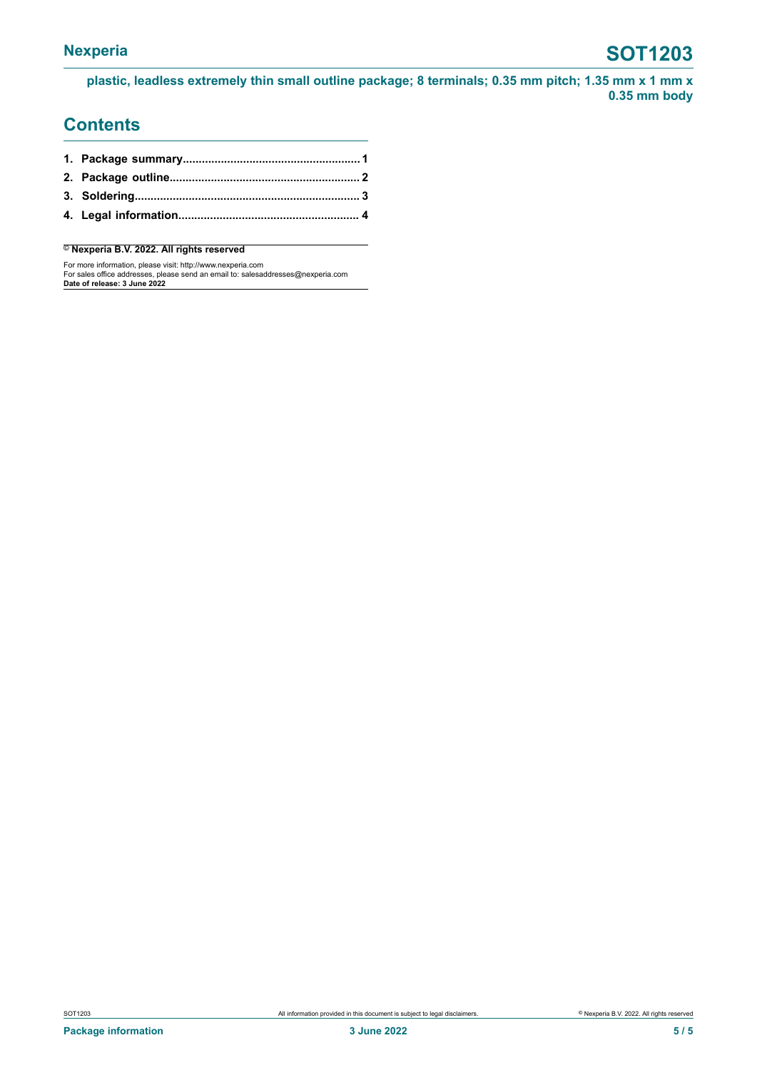## Contents

1. **Package summary....................................................... 1**
2. **Package outline........................................................... 2**
3. **Soldering...................................................................... 3**
4. **Legal information........................................................ 4**

**© Nexperia B.V. 2022. All rights reserved**

For more information, please visit: http://www.nexperia.com
For sales office addresses, please send an email to: salesaddresses@nexperia.com
**Date of release: 3 June 2022**